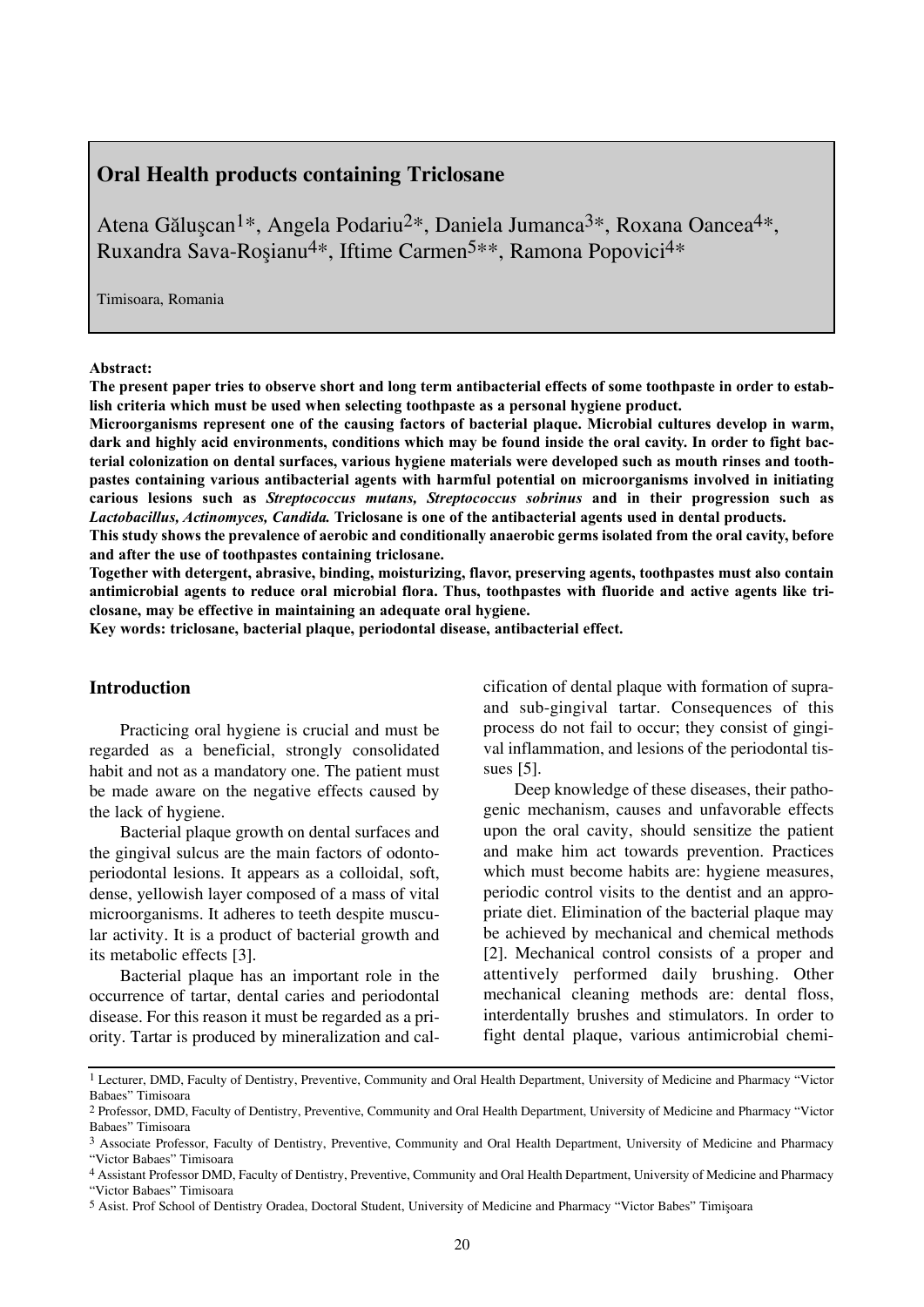# Oral Health products containing Triclosane

Atena Găluşcan[1]*, Angela Podariu[2]*, Daniela Jumanca[3]*, Roxana Oancea[4]*, Ruxandra Sava-Roşianu[4]*, Iftime Carmen[5]**, Ramona Popovici[4]*

Timisoara, Romania

**Abstract:**

**The present paper tries to observe short and long term antibacterial effects of some toothpaste in order to establish criteria which must be used when selecting toothpaste as a personal hygiene product.**

**Microorganisms represent one of the causing factors of bacterial plaque. Microbial cultures develop in warm, dark and highly acid environments, conditions which may be found inside the oral cavity. In order to fight bacterial colonization on dental surfaces, various hygiene materials were developed such as mouth rinses and toothpastes containing various antibacterial agents with harmful potential on microorganisms involved in initiating carious lesions such as *Streptococcus mutans, Streptococcus sobrinus* and in their progression such as *Lactobacillus, Actinomyces, Candida.* Triclosane is one of the antibacterial agents used in dental products.**

**This study shows the prevalence of aerobic and conditionally anaerobic germs isolated from the oral cavity, before and after the use of toothpastes containing triclosane.**

**Together with detergent, abrasive, binding, moisturizing, flavor, preserving agents, toothpastes must also contain antimicrobial agents to reduce oral microbial flora. Thus, toothpastes with fluoride and active agents like triclosane, may be effective in maintaining an adequate oral hygiene.**

**Key words: triclosane, bacterial plaque, periodontal disease, antibacterial effect.**

## Introduction

Practicing oral hygiene is crucial and must be regarded as a beneficial, strongly consolidated habit and not as a mandatory one. The patient must be made aware on the negative effects caused by the lack of hygiene.

Bacterial plaque growth on dental surfaces and the gingival sulcus are the main factors of odonto-periodontal lesions. It appears as a colloidal, soft, dense, yellowish layer composed of a mass of vital microorganisms. It adheres to teeth despite muscular activity. It is a product of bacterial growth and its metabolic effects [3].

Bacterial plaque has an important role in the occurrence of tartar, dental caries and periodontal disease. For this reason it must be regarded as a priority. Tartar is produced by mineralization and calcification of dental plaque with formation of supra- and sub-gingival tartar. Consequences of this process do not fail to occur; they consist of gingival inflammation, and lesions of the periodontal tissues [5].

Deep knowledge of these diseases, their pathogenic mechanism, causes and unfavorable effects upon the oral cavity, should sensitize the patient and make him act towards prevention. Practices which must become habits are: hygiene measures, periodic control visits to the dentist and an appropriate diet. Elimination of the bacterial plaque may be achieved by mechanical and chemical methods [2]. Mechanical control consists of a proper and attentively performed daily brushing. Other mechanical cleaning methods are: dental floss, interdentally brushes and stimulators. In order to fight dental plaque, various antimicrobial chemi-

---

[1] Lecturer, DMD, Faculty of Dentistry, Preventive, Community and Oral Health Department, University of Medicine and Pharmacy "Victor Babaes" Timisoara

[2] Professor, DMD, Faculty of Dentistry, Preventive, Community and Oral Health Department, University of Medicine and Pharmacy "Victor Babaes" Timisoara

[3] Associate Professor, Faculty of Dentistry, Preventive, Community and Oral Health Department, University of Medicine and Pharmacy "Victor Babaes" Timisoara

[4] Assistant Professor DMD, Faculty of Dentistry, Preventive, Community and Oral Health Department, University of Medicine and Pharmacy "Victor Babaes" Timisoara

[5] Asist. Prof School of Dentistry Oradea, Doctoral Student, University of Medicine and Pharmacy "Victor Babes" Timişoara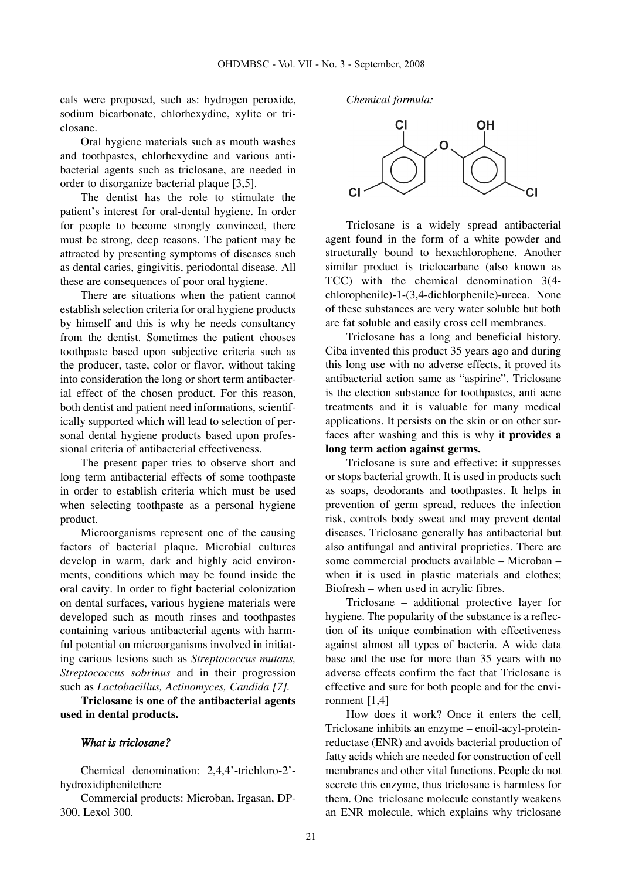cals were proposed, such as: hydrogen peroxide, sodium bicarbonate, chlorhexydine, xylite or triclosane.

Oral hygiene materials such as mouth washes and toothpastes, chlorhexydine and various antibacterial agents such as triclosane, are needed in order to disorganize bacterial plaque [3,5].

The dentist has the role to stimulate the patient's interest for oral-dental hygiene. In order for people to become strongly convinced, there must be strong, deep reasons. The patient may be attracted by presenting symptoms of diseases such as dental caries, gingivitis, periodontal disease. All these are consequences of poor oral hygiene.

There are situations when the patient cannot establish selection criteria for oral hygiene products by himself and this is why he needs consultancy from the dentist. Sometimes the patient chooses toothpaste based upon subjective criteria such as the producer, taste, color or flavor, without taking into consideration the long or short term antibacterial effect of the chosen product. For this reason, both dentist and patient need informations, scientifically supported which will lead to selection of personal dental hygiene products based upon professional criteria of antibacterial effectiveness.

The present paper tries to observe short and long term antibacterial effects of some toothpaste in order to establish criteria which must be used when selecting toothpaste as a personal hygiene product.

Microorganisms represent one of the causing factors of bacterial plaque. Microbial cultures develop in warm, dark and highly acid environments, conditions which may be found inside the oral cavity. In order to fight bacterial colonization on dental surfaces, various hygiene materials were developed such as mouth rinses and toothpastes containing various antibacterial agents with harmful potential on microorganisms involved in initiating carious lesions such as *Streptococcus mutans, Streptococcus sobrinus* and in their progression such as *Lactobacillus, Actinomyces, Candida [7].*

**Triclosane is one of the antibacterial agents used in dental products.**

### *What is triclosane?*

Chemical denomination: 2,4,4'-trichloro-2'-hydroxidiphenilethere

Commercial products: Microban, Irgasan, DP-300, Lexol 300.

*Chemical formula:*

Triclosane is a widely spread antibacterial agent found in the form of a white powder and structurally bound to hexachlorophene. Another similar product is triclocarbane (also known as TCC) with the chemical denomination 3(4-chlorophenile)-1-(3,4-dichlorphenile)-ureea. None of these substances are very water soluble but both are fat soluble and easily cross cell membranes.

Triclosane has a long and beneficial history. Ciba invented this product 35 years ago and during this long use with no adverse effects, it proved its antibacterial action same as "aspirine". Triclosane is the election substance for toothpastes, anti acne treatments and it is valuable for many medical applications. It persists on the skin or on other surfaces after washing and this is why it **provides a long term action against germs.**

Triclosane is sure and effective: it suppresses or stops bacterial growth. It is used in products such as soaps, deodorants and toothpastes. It helps in prevention of germ spread, reduces the infection risk, controls body sweat and may prevent dental diseases. Triclosane generally has antibacterial but also antifungal and antiviral proprieties. There are some commercial products available – Microban – when it is used in plastic materials and clothes; Biofresh – when used in acrylic fibres.

Triclosane – additional protective layer for hygiene. The popularity of the substance is a reflection of its unique combination with effectiveness against almost all types of bacteria. A wide data base and the use for more than 35 years with no adverse effects confirm the fact that Triclosane is effective and sure for both people and for the environment [1,4]

How does it work? Once it enters the cell, Triclosane inhibits an enzyme – enoil-acyl-protein-reductase (ENR) and avoids bacterial production of fatty acids which are needed for construction of cell membranes and other vital functions. People do not secrete this enzyme, thus triclosane is harmless for them. One triclosane molecule constantly weakens an ENR molecule, which explains why triclosane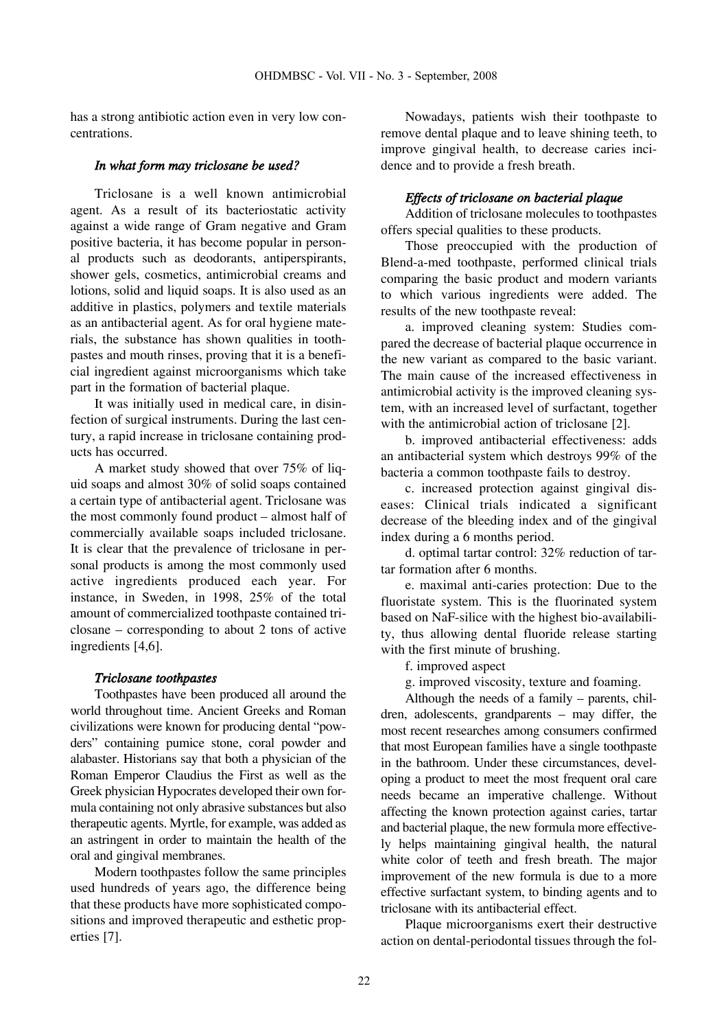has a strong antibiotic action even in very low concentrations.

### *In what form may triclosane be used?*

Triclosane is a well known antimicrobial agent. As a result of its bacteriostatic activity against a wide range of Gram negative and Gram positive bacteria, it has become popular in personal products such as deodorants, antiperspirants, shower gels, cosmetics, antimicrobial creams and lotions, solid and liquid soaps. It is also used as an additive in plastics, polymers and textile materials as an antibacterial agent. As for oral hygiene materials, the substance has shown qualities in toothpastes and mouth rinses, proving that it is a beneficial ingredient against microorganisms which take part in the formation of bacterial plaque.

It was initially used in medical care, in disinfection of surgical instruments. During the last century, a rapid increase in triclosane containing products has occurred.

A market study showed that over 75% of liquid soaps and almost 30% of solid soaps contained a certain type of antibacterial agent. Triclosane was the most commonly found product – almost half of commercially available soaps included triclosane. It is clear that the prevalence of triclosane in personal products is among the most commonly used active ingredients produced each year. For instance, in Sweden, in 1998, 25% of the total amount of commercialized toothpaste contained triclosane – corresponding to about 2 tons of active ingredients [4,6].

### *Triclosane toothpastes*

Toothpastes have been produced all around the world throughout time. Ancient Greeks and Roman civilizations were known for producing dental "powders" containing pumice stone, coral powder and alabaster. Historians say that both a physician of the Roman Emperor Claudius the First as well as the Greek physician Hypocrates developed their own formula containing not only abrasive substances but also therapeutic agents. Myrtle, for example, was added as an astringent in order to maintain the health of the oral and gingival membranes.

Modern toothpastes follow the same principles used hundreds of years ago, the difference being that these products have more sophisticated compositions and improved therapeutic and esthetic properties [7].

Nowadays, patients wish their toothpaste to remove dental plaque and to leave shining teeth, to improve gingival health, to decrease caries incidence and to provide a fresh breath.

### *Effects of triclosane on bacterial plaque*

Addition of triclosane molecules to toothpastes offers special qualities to these products.

Those preoccupied with the production of Blend-a-med toothpaste, performed clinical trials comparing the basic product and modern variants to which various ingredients were added. The results of the new toothpaste reveal:

a. improved cleaning system: Studies compared the decrease of bacterial plaque occurrence in the new variant as compared to the basic variant. The main cause of the increased effectiveness in antimicrobial activity is the improved cleaning system, with an increased level of surfactant, together with the antimicrobial action of triclosane [2].

b. improved antibacterial effectiveness: adds an antibacterial system which destroys 99% of the bacteria a common toothpaste fails to destroy.

c. increased protection against gingival diseases: Clinical trials indicated a significant decrease of the bleeding index and of the gingival index during a 6 months period.

d. optimal tartar control: 32% reduction of tartar formation after 6 months.

e. maximal anti-caries protection: Due to the fluoristate system. This is the fluorinated system based on NaF-silice with the highest bio-availability, thus allowing dental fluoride release starting with the first minute of brushing.

f. improved aspect

g. improved viscosity, texture and foaming.

Although the needs of a family – parents, children, adolescents, grandparents – may differ, the most recent researches among consumers confirmed that most European families have a single toothpaste in the bathroom. Under these circumstances, developing a product to meet the most frequent oral care needs became an imperative challenge. Without affecting the known protection against caries, tartar and bacterial plaque, the new formula more effectively helps maintaining gingival health, the natural white color of teeth and fresh breath. The major improvement of the new formula is due to a more effective surfactant system, to binding agents and to triclosane with its antibacterial effect.

Plaque microorganisms exert their destructive action on dental-periodontal tissues through the fol-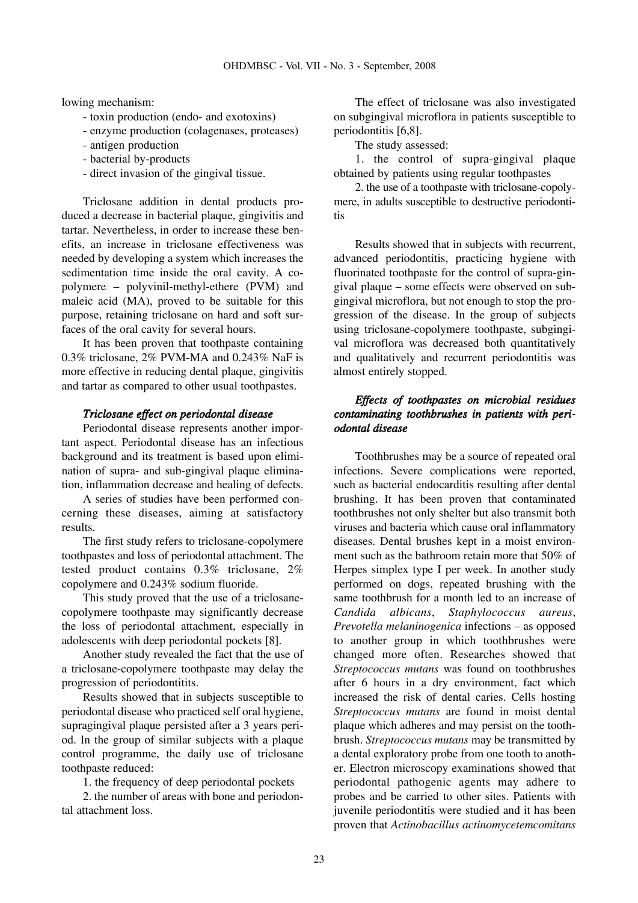lowing mechanism:

- toxin production (endo- and exotoxins)
- enzyme production (colagenases, proteases)
- antigen production
- bacterial by-products
- direct invasion of the gingival tissue.

Triclosane addition in dental products produced a decrease in bacterial plaque, gingivitis and tartar. Nevertheless, in order to increase these benefits, an increase in triclosane effectiveness was needed by developing a system which increases the sedimentation time inside the oral cavity. A copolymere – polyvinil-methyl-ethere (PVM) and maleic acid (MA), proved to be suitable for this purpose, retaining triclosane on hard and soft surfaces of the oral cavity for several hours.

It has been proven that toothpaste containing 0.3% triclosane, 2% PVM-MA and 0.243% NaF is more effective in reducing dental plaque, gingivitis and tartar as compared to other usual toothpastes.

### *Triclosane effect on periodontal disease*

Periodontal disease represents another important aspect. Periodontal disease has an infectious background and its treatment is based upon elimination of supra- and sub-gingival plaque elimination, inflammation decrease and healing of defects.

A series of studies have been performed concerning these diseases, aiming at satisfactory results.

The first study refers to triclosane-copolymere toothpastes and loss of periodontal attachment. The tested product contains 0.3% triclosane, 2% copolymere and 0.243% sodium fluoride.

This study proved that the use of a triclosane-copolymere toothpaste may significantly decrease the loss of periodontal attachment, especially in adolescents with deep periodontal pockets [8].

Another study revealed the fact that the use of a triclosane-copolymere toothpaste may delay the progression of periodontitits.

Results showed that in subjects susceptible to periodontal disease who practiced self oral hygiene, supragingival plaque persisted after a 3 years period. In the group of similar subjects with a plaque control programme, the daily use of triclosane toothpaste reduced:

1. the frequency of deep periodontal pockets
2. the number of areas with bone and periodontal attachment loss.

The effect of triclosane was also investigated on subgingival microflora in patients susceptible to periodontitis [6,8].

The study assessed:

1. the control of supra-gingival plaque obtained by patients using regular toothpastes
2. the use of a toothpaste with triclosane-copolymere, in adults susceptible to destructive periodontitis

Results showed that in subjects with recurrent, advanced periodontitis, practicing hygiene with fluorinated toothpaste for the control of supra-gingival plaque – some effects were observed on subgingival microflora, but not enough to stop the progression of the disease. In the group of subjects using triclosane-copolymere toothpaste, subgingival microflora was decreased both quantitatively and qualitatively and recurrent periodontitis was almost entirely stopped.

### *Effects of toothpastes on microbial residues contaminating toothbrushes in patients with periodontal disease*

Toothbrushes may be a source of repeated oral infections. Severe complications were reported, such as bacterial endocarditis resulting after dental brushing. It has been proven that contaminated toothbrushes not only shelter but also transmit both viruses and bacteria which cause oral inflammatory diseases. Dental brushes kept in a moist environment such as the bathroom retain more that 50% of Herpes simplex type I per week. In another study performed on dogs, repeated brushing with the same toothbrush for a month led to an increase of *Candida albicans*, *Staphylococcus aureus*, *Prevotella melaninogenica* infections – as opposed to another group in which toothbrushes were changed more often. Researches showed that *Streptococcus mutans* was found on toothbrushes after 6 hours in a dry environment, fact which increased the risk of dental caries. Cells hosting *Streptococcus mutans* are found in moist dental plaque which adheres and may persist on the toothbrush. *Streptococcus mutans* may be transmitted by a dental exploratory probe from one tooth to another. Electron microscopy examinations showed that periodontal pathogenic agents may adhere to probes and be carried to other sites. Patients with juvenile periodontitis were studied and it has been proven that *Actinobacillus actinomycetemcomitans*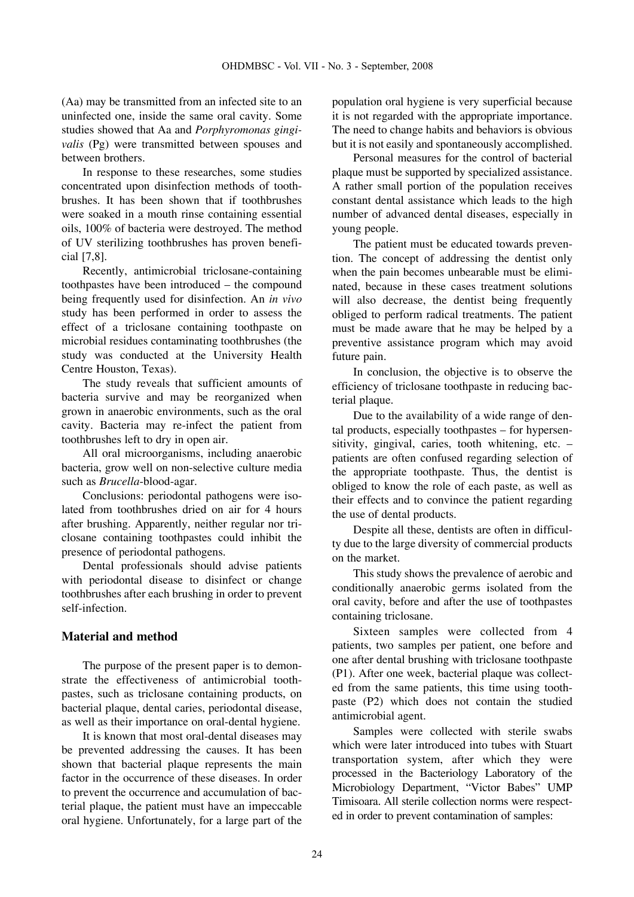(Aa) may be transmitted from an infected site to an uninfected one, inside the same oral cavity. Some studies showed that Aa and *Porphyromonas gingivalis* (Pg) were transmitted between spouses and between brothers.

In response to these researches, some studies concentrated upon disinfection methods of toothbrushes. It has been shown that if toothbrushes were soaked in a mouth rinse containing essential oils, 100% of bacteria were destroyed. The method of UV sterilizing toothbrushes has proven beneficial [7,8].

Recently, antimicrobial triclosane-containing toothpastes have been introduced – the compound being frequently used for disinfection. An *in vivo* study has been performed in order to assess the effect of a triclosane containing toothpaste on microbial residues contaminating toothbrushes (the study was conducted at the University Health Centre Houston, Texas).

The study reveals that sufficient amounts of bacteria survive and may be reorganized when grown in anaerobic environments, such as the oral cavity. Bacteria may re-infect the patient from toothbrushes left to dry in open air.

All oral microorganisms, including anaerobic bacteria, grow well on non-selective culture media such as *Brucella*-blood-agar.

Conclusions: periodontal pathogens were isolated from toothbrushes dried on air for 4 hours after brushing. Apparently, neither regular nor triclosane containing toothpastes could inhibit the presence of periodontal pathogens.

Dental professionals should advise patients with periodontal disease to disinfect or change toothbrushes after each brushing in order to prevent self-infection.

## Material and method

The purpose of the present paper is to demonstrate the effectiveness of antimicrobial toothpastes, such as triclosane containing products, on bacterial plaque, dental caries, periodontal disease, as well as their importance on oral-dental hygiene.

It is known that most oral-dental diseases may be prevented addressing the causes. It has been shown that bacterial plaque represents the main factor in the occurrence of these diseases. In order to prevent the occurrence and accumulation of bacterial plaque, the patient must have an impeccable oral hygiene. Unfortunately, for a large part of the population oral hygiene is very superficial because it is not regarded with the appropriate importance. The need to change habits and behaviors is obvious but it is not easily and spontaneously accomplished.

Personal measures for the control of bacterial plaque must be supported by specialized assistance. A rather small portion of the population receives constant dental assistance which leads to the high number of advanced dental diseases, especially in young people.

The patient must be educated towards prevention. The concept of addressing the dentist only when the pain becomes unbearable must be eliminated, because in these cases treatment solutions will also decrease, the dentist being frequently obliged to perform radical treatments. The patient must be made aware that he may be helped by a preventive assistance program which may avoid future pain.

In conclusion, the objective is to observe the efficiency of triclosane toothpaste in reducing bacterial plaque.

Due to the availability of a wide range of dental products, especially toothpastes – for hypersensitivity, gingival, caries, tooth whitening, etc. – patients are often confused regarding selection of the appropriate toothpaste. Thus, the dentist is obliged to know the role of each paste, as well as their effects and to convince the patient regarding the use of dental products.

Despite all these, dentists are often in difficulty due to the large diversity of commercial products on the market.

This study shows the prevalence of aerobic and conditionally anaerobic germs isolated from the oral cavity, before and after the use of toothpastes containing triclosane.

Sixteen samples were collected from 4 patients, two samples per patient, one before and one after dental brushing with triclosane toothpaste (P1). After one week, bacterial plaque was collected from the same patients, this time using toothpaste (P2) which does not contain the studied antimicrobial agent.

Samples were collected with sterile swabs which were later introduced into tubes with Stuart transportation system, after which they were processed in the Bacteriology Laboratory of the Microbiology Department, "Victor Babes" UMP Timisoara. All sterile collection norms were respected in order to prevent contamination of samples: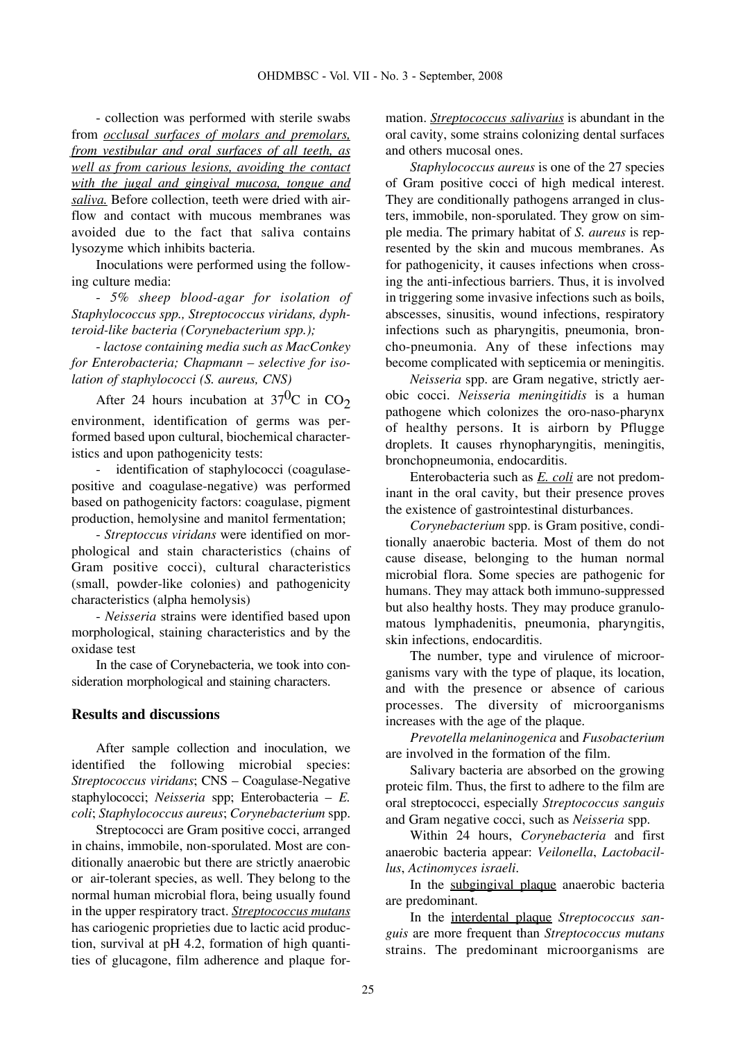- collection was performed with sterile swabs from *occlusal surfaces of molars and premolars, from vestibular and oral surfaces of all teeth, as well as from carious lesions, avoiding the contact with the jugal and gingival mucosa, tongue and saliva.* Before collection, teeth were dried with airflow and contact with mucous membranes was avoided due to the fact that saliva contains lysozyme which inhibits bacteria.

Inoculations were performed using the following culture media:

*- 5% sheep blood-agar for isolation of Staphylococcus spp., Streptococcus viridans, dyphteroid-like bacteria (Corynebacterium spp.);*

*- lactose containing media such as MacConkey for Enterobacteria; Chapmann – selective for isolation of staphylococci (S. aureus, CNS)*

After 24 hours incubation at $37^0C$ in $CO_2$ environment, identification of germs was performed based upon cultural, biochemical characteristics and upon pathogenicity tests:

- identification of staphylococci (coagulase-positive and coagulase-negative) was performed based on pathogenicity factors: coagulase, pigment production, hemolysine and manitol fermentation;

- *Streptoccus viridans* were identified on morphological and stain characteristics (chains of Gram positive cocci), cultural characteristics (small, powder-like colonies) and pathogenicity characteristics (alpha hemolysis)

- *Neisseria* strains were identified based upon morphological, staining characteristics and by the oxidase test

In the case of Corynebacteria, we took into consideration morphological and staining characters.

## Results and discussions

After sample collection and inoculation, we identified the following microbial species: *Streptococcus viridans*; CNS – Coagulase-Negative staphylococci; *Neisseria* spp; Enterobacteria – *E. coli*; *Staphylococcus aureus*; *Corynebacterium* spp.

Streptococci are Gram positive cocci, arranged in chains, immobile, non-sporulated. Most are conditionally anaerobic but there are strictly anaerobic or air-tolerant species, as well. They belong to the normal human microbial flora, being usually found in the upper respiratory tract. *Streptococcus mutans* has cariogenic proprieties due to lactic acid production, survival at pH 4.2, formation of high quantities of glucagone, film adherence and plaque formation. *Streptococcus salivarius* is abundant in the oral cavity, some strains colonizing dental surfaces and others mucosal ones.

*Staphylococcus aureus* is one of the 27 species of Gram positive cocci of high medical interest. They are conditionally pathogens arranged in clusters, immobile, non-sporulated. They grow on simple media. The primary habitat of *S. aureus* is represented by the skin and mucous membranes. As for pathogenicity, it causes infections when crossing the anti-infectious barriers. Thus, it is involved in triggering some invasive infections such as boils, abscesses, sinusitis, wound infections, respiratory infections such as pharyngitis, pneumonia, broncho-pneumonia. Any of these infections may become complicated with septicemia or meningitis.

*Neisseria* spp. are Gram negative, strictly aerobic cocci. *Neisseria meningitidis* is a human pathogene which colonizes the oro-naso-pharynx of healthy persons. It is airborn by Pflugge droplets. It causes rhynopharyngitis, meningitis, bronchopneumonia, endocarditis.

Enterobacteria such as *E. coli* are not predominant in the oral cavity, but their presence proves the existence of gastrointestinal disturbances.

*Corynebacterium* spp. is Gram positive, conditionally anaerobic bacteria. Most of them do not cause disease, belonging to the human normal microbial flora. Some species are pathogenic for humans. They may attack both immuno-suppressed but also healthy hosts. They may produce granulomatous lymphadenitis, pneumonia, pharyngitis, skin infections, endocarditis.

The number, type and virulence of microorganisms vary with the type of plaque, its location, and with the presence or absence of carious processes. The diversity of microorganisms increases with the age of the plaque.

*Prevotella melaninogenica* and *Fusobacterium* are involved in the formation of the film.

Salivary bacteria are absorbed on the growing proteic film. Thus, the first to adhere to the film are oral streptococci, especially *Streptococcus sanguis* and Gram negative cocci, such as *Neisseria* spp.

Within 24 hours, *Corynebacteria* and first anaerobic bacteria appear: *Veilonella*, *Lactobacillus*, *Actinomyces israeli*.

In the subgingival plaque anaerobic bacteria are predominant.

In the interdental plaque *Streptococcus sanguis* are more frequent than *Streptococcus mutans* strains. The predominant microorganisms are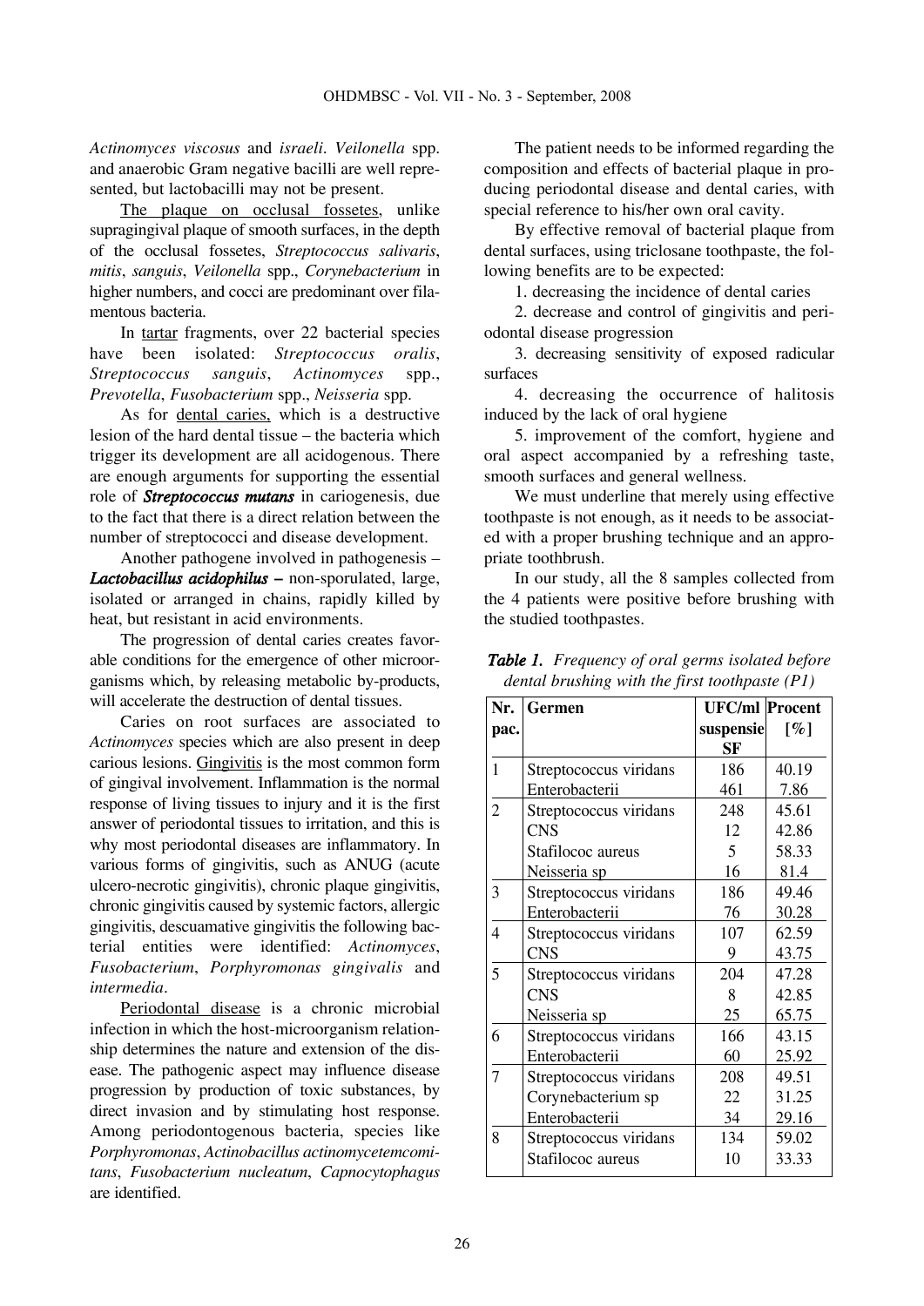*Actinomyces viscosus* and *israeli*. *Veilonella* spp. and anaerobic Gram negative bacilli are well represented, but lactobacilli may not be present.

The plaque on occlusal fossetes, unlike supragingival plaque of smooth surfaces, in the depth of the occlusal fossetes, *Streptococcus salivaris*, *mitis*, *sanguis*, *Veilonella* spp., *Corynebacterium* in higher numbers, and cocci are predominant over filamentous bacteria.

In tartar fragments, over 22 bacterial species have been isolated: *Streptococcus oralis*, *Streptococcus sanguis*, *Actinomyces* spp., *Prevotella*, *Fusobacterium* spp., *Neisseria* spp.

As for dental caries, which is a destructive lesion of the hard dental tissue – the bacteria which trigger its development are all acidogenous. There are enough arguments for supporting the essential role of ***Streptococcus mutans*** in cariogenesis, due to the fact that there is a direct relation between the number of streptococci and disease development.

Another pathogene involved in pathogenesis – ***Lactobacillus acidophilus*** – non-sporulated, large, isolated or arranged in chains, rapidly killed by heat, but resistant in acid environments.

The progression of dental caries creates favorable conditions for the emergence of other microorganisms which, by releasing metabolic by-products, will accelerate the destruction of dental tissues.

Caries on root surfaces are associated to *Actinomyces* species which are also present in deep carious lesions. Gingivitis is the most common form of gingival involvement. Inflammation is the normal response of living tissues to injury and it is the first answer of periodontal tissues to irritation, and this is why most periodontal diseases are inflammatory. In various forms of gingivitis, such as ANUG (acute ulcero-necrotic gingivitis), chronic plaque gingivitis, chronic gingivitis caused by systemic factors, allergic gingivitis, descuamative gingivitis the following bacterial entities were identified: *Actinomyces*, *Fusobacterium*, *Porphyromonas gingivalis* and *intermedia*.

Periodontal disease is a chronic microbial infection in which the host-microorganism relationship determines the nature and extension of the disease. The pathogenic aspect may influence disease progression by production of toxic substances, by direct invasion and by stimulating host response. Among periodontogenous bacteria, species like *Porphyromonas*, *Actinobacillus actinomycetemcomitans*, *Fusobacterium nucleatum*, *Capnocytophagus* are identified.

The patient needs to be informed regarding the composition and effects of bacterial plaque in producing periodontal disease and dental caries, with special reference to his/her own oral cavity.

By effective removal of bacterial plaque from dental surfaces, using triclosane toothpaste, the following benefits are to be expected:

1. decreasing the incidence of dental caries
2. decrease and control of gingivitis and periodontal disease progression
3. decreasing sensitivity of exposed radicular surfaces
4. decreasing the occurrence of halitosis induced by the lack of oral hygiene
5. improvement of the comfort, hygiene and oral aspect accompanied by a refreshing taste, smooth surfaces and general wellness.

We must underline that merely using effective toothpaste is not enough, as it needs to be associated with a proper brushing technique and an appropriate toothbrush.

In our study, all the 8 samples collected from the 4 patients were positive before brushing with the studied toothpastes.

***Table 1.*** *Frequency of oral germs isolated before dental brushing with the first toothpaste (P1)*

| Nr. pac. | Germen | UFC/ml suspensie SF | Procent [%] |
|---|---|---|---|
| 1 | Streptococcus viridans | 186 | 40.19 |
| | Enterobacterii | 461 | 7.86 |
| 2 | Streptococcus viridans | 248 | 45.61 |
| | CNS | 12 | 42.86 |
| | Stafilococ aureus | 5 | 58.33 |
| | Neisseria sp | 16 | 81.4 |
| 3 | Streptococcus viridans | 186 | 49.46 |
| | Enterobacterii | 76 | 30.28 |
| 4 | Streptococcus viridans | 107 | 62.59 |
| | CNS | 9 | 43.75 |
| 5 | Streptococcus viridans | 204 | 47.28 |
| | CNS | 8 | 42.85 |
| | Neisseria sp | 25 | 65.75 |
| 6 | Streptococcus viridans | 166 | 43.15 |
| | Enterobacterii | 60 | 25.92 |
| 7 | Streptococcus viridans | 208 | 49.51 |
| | Corynebacterium sp | 22 | 31.25 |
| | Enterobacterii | 34 | 29.16 |
| 8 | Streptococcus viridans | 134 | 59.02 |
| | Stafilococ aureus | 10 | 33.33 |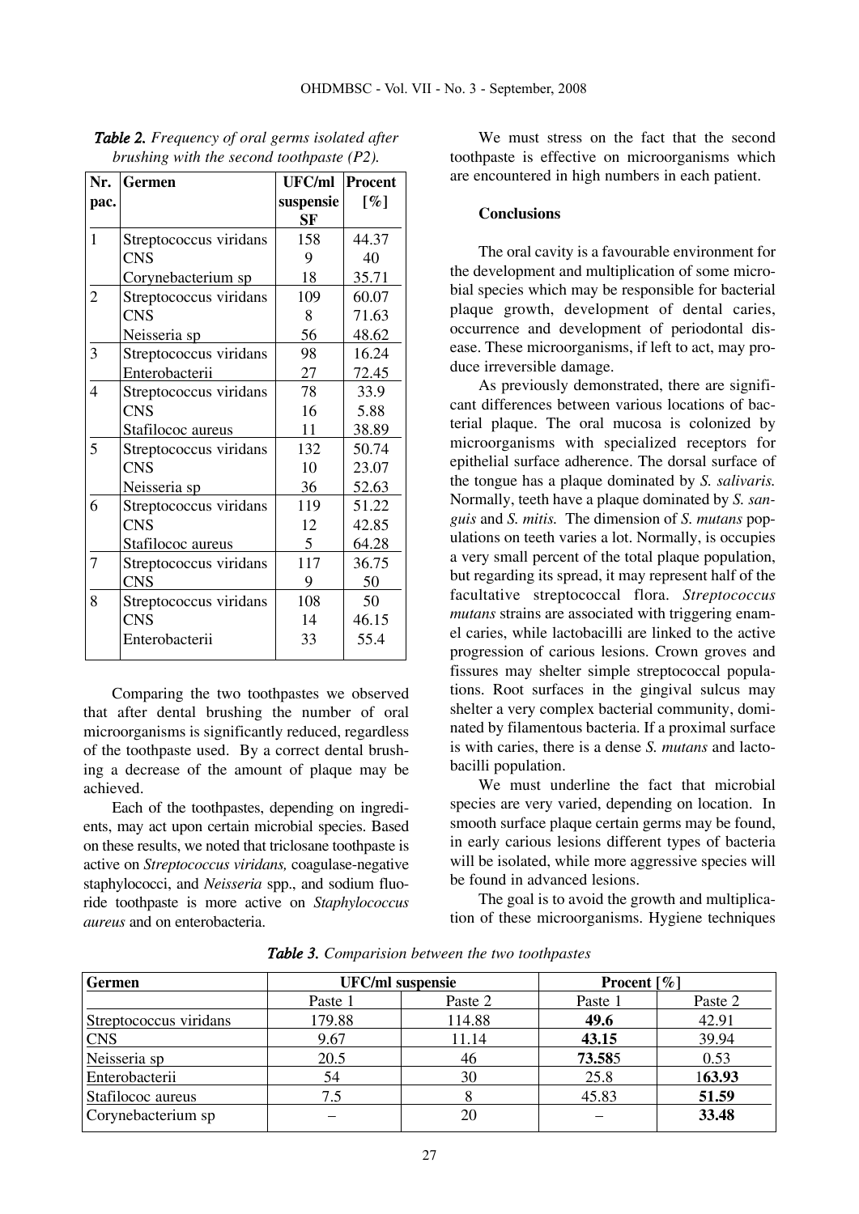***Table 2.*** *Frequency of oral germs isolated after brushing with the second toothpaste (P2).*

| Nr. pac. | Germen | UFC/ml suspensie SF | Procent [%] |
|---|---|---|---|
| 1 | Streptococcus viridans | 158 | 44.37 |
| | CNS | 9 | 40 |
| | Corynebacterium sp | 18 | 35.71 |
| 2 | Streptococcus viridans | 109 | 60.07 |
| | CNS | 8 | 71.63 |
| | Neisseria sp | 56 | 48.62 |
| 3 | Streptococcus viridans | 98 | 16.24 |
| | Enterobacterii | 27 | 72.45 |
| 4 | Streptococcus viridans | 78 | 33.9 |
| | CNS | 16 | 5.88 |
| | Stafilococ aureus | 11 | 38.89 |
| 5 | Streptococcus viridans | 132 | 50.74 |
| | CNS | 10 | 23.07 |
| | Neisseria sp | 36 | 52.63 |
| 6 | Streptococcus viridans | 119 | 51.22 |
| | CNS | 12 | 42.85 |
| | Stafilococ aureus | 5 | 64.28 |
| 7 | Streptococcus viridans | 117 | 36.75 |
| | CNS | 9 | 50 |
| 8 | Streptococcus viridans | 108 | 50 |
| | CNS | 14 | 46.15 |
| | Enterobacterii | 33 | 55.4 |

Comparing the two toothpastes we observed that after dental brushing the number of oral microorganisms is significantly reduced, regardless of the toothpaste used. By a correct dental brushing a decrease of the amount of plaque may be achieved.

Each of the toothpastes, depending on ingredients, may act upon certain microbial species. Based on these results, we noted that triclosane toothpaste is active on *Streptococcus viridans,* coagulase-negative staphylococci, and *Neisseria* spp., and sodium fluoride toothpaste is more active on *Staphylococcus aureus* and on enterobacteria.

We must stress on the fact that the second toothpaste is effective on microorganisms which are encountered in high numbers in each patient.

**Conclusions**

The oral cavity is a favourable environment for the development and multiplication of some microbial species which may be responsible for bacterial plaque growth, development of dental caries, occurrence and development of periodontal disease. These microorganisms, if left to act, may produce irreversible damage.

As previously demonstrated, there are significant differences between various locations of bacterial plaque. The oral mucosa is colonized by microorganisms with specialized receptors for epithelial surface adherence. The dorsal surface of the tongue has a plaque dominated by *S. salivaris.* Normally, teeth have a plaque dominated by *S. sanguis* and *S. mitis.* The dimension of *S. mutans* populations on teeth varies a lot. Normally, is occupies a very small percent of the total plaque population, but regarding its spread, it may represent half of the facultative streptococcal flora. *Streptococcus mutans* strains are associated with triggering enamel caries, while lactobacilli are linked to the active progression of carious lesions. Crown groves and fissures may shelter simple streptococcal populations. Root surfaces in the gingival sulcus may shelter a very complex bacterial community, dominated by filamentous bacteria. If a proximal surface is with caries, there is a dense *S. mutans* and lactobacilli population.

We must underline the fact that microbial species are very varied, depending on location. In smooth surface plaque certain germs may be found, in early carious lesions different types of bacteria will be isolated, while more aggressive species will be found in advanced lesions.

The goal is to avoid the growth and multiplication of these microorganisms. Hygiene techniques

***Table 3.*** *Comparision between the two toothpastes*

| Germen | UFC/ml suspensie | | Procent [%] | |
|---|---|---|---|---|
| | Paste 1 | Paste 2 | Paste 1 | Paste 2 |
| Streptococcus viridans | 179.88 | 114.88 | **49.6** | 42.91 |
| CNS | 9.67 | 11.14 | **43.15** | 39.94 |
| Neisseria sp | 20.5 | 46 | **73.58**5 | 0.53 |
| Enterobacterii | 54 | 30 | 25.8 | 1**63.93** |
| Stafilococ aureus | 7.5 | 8 | 45.83 | **51.59** |
| Corynebacterium sp | – | 20 | – | **33.48** |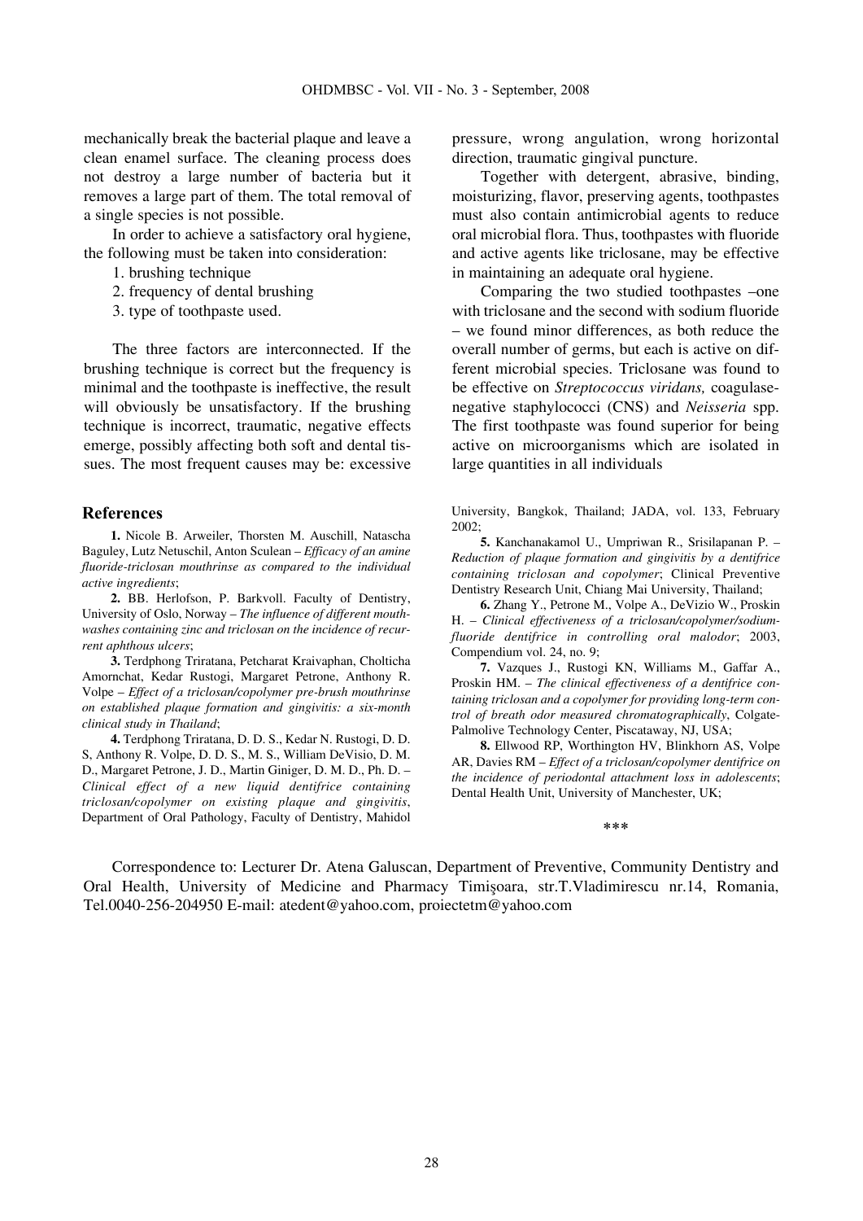mechanically break the bacterial plaque and leave a clean enamel surface. The cleaning process does not destroy a large number of bacteria but it removes a large part of them. The total removal of a single species is not possible.

In order to achieve a satisfactory oral hygiene, the following must be taken into consideration:

1. brushing technique
2. frequency of dental brushing
3. type of toothpaste used.

The three factors are interconnected. If the brushing technique is correct but the frequency is minimal and the toothpaste is ineffective, the result will obviously be unsatisfactory. If the brushing technique is incorrect, traumatic, negative effects emerge, possibly affecting both soft and dental tissues. The most frequent causes may be: excessive pressure, wrong angulation, wrong horizontal direction, traumatic gingival puncture.

Together with detergent, abrasive, binding, moisturizing, flavor, preserving agents, toothpastes must also contain antimicrobial agents to reduce oral microbial flora. Thus, toothpastes with fluoride and active agents like triclosane, may be effective in maintaining an adequate oral hygiene.

Comparing the two studied toothpastes –one with triclosane and the second with sodium fluoride – we found minor differences, as both reduce the overall number of germs, but each is active on different microbial species. Triclosane was found to be effective on *Streptococcus viridans,* coagulase-negative staphylococci (CNS) and *Neisseria* spp. The first toothpaste was found superior for being active on microorganisms which are isolated in large quantities in all individuals

## References

**1.** Nicole B. Arweiler, Thorsten M. Auschill, Natascha Baguley, Lutz Netuschil, Anton Sculean – *Efficacy of an amine fluoride-triclosan mouthrinse as compared to the individual active ingredients*;

**2.** BB. Herlofson, P. Barkvoll. Faculty of Dentistry, University of Oslo, Norway – *The influence of different mouthwashes containing zinc and triclosan on the incidence of recurrent aphthous ulcers*;

**3.** Terdphong Triratana, Petcharat Kraivaphan, Cholticha Amornchat, Kedar Rustogi, Margaret Petrone, Anthony R. Volpe – *Effect of a triclosan/copolymer pre-brush mouthrinse on established plaque formation and gingivitis: a six-month clinical study in Thailand*;

**4.** Terdphong Triratana, D. D. S., Kedar N. Rustogi, D. D. S, Anthony R. Volpe, D. D. S., M. S., William DeVisio, D. M. D., Margaret Petrone, J. D., Martin Giniger, D. M. D., Ph. D. – *Clinical effect of a new liquid dentifrice containing triclosan/copolymer on existing plaque and gingivitis*, Department of Oral Pathology, Faculty of Dentistry, Mahidol University, Bangkok, Thailand; JADA, vol. 133, February 2002;

**5.** Kanchanakamol U., Umpriwan R., Srisilapanan P. – *Reduction of plaque formation and gingivitis by a dentifrice containing triclosan and copolymer*; Clinical Preventive Dentistry Research Unit, Chiang Mai University, Thailand;

**6.** Zhang Y., Petrone M., Volpe A., DeVizio W., Proskin H. – *Clinical effectiveness of a triclosan/copolymer/sodium-fluoride dentifrice in controlling oral malodor*; 2003, Compendium vol. 24, no. 9;

**7.** Vazques J., Rustogi KN, Williams M., Gaffar A., Proskin HM. – *The clinical effectiveness of a dentifrice containing triclosan and a copolymer for providing long-term control of breath odor measured chromatographically*, Colgate-Palmolive Technology Center, Piscataway, NJ, USA;

**8.** Ellwood RP, Worthington HV, Blinkhorn AS, Volpe AR, Davies RM – *Effect of a triclosan/copolymer dentifrice on the incidence of periodontal attachment loss in adolescents*; Dental Health Unit, University of Manchester, UK;

\*\*\*

Correspondence to: Lecturer Dr. Atena Galuscan, Department of Preventive, Community Dentistry and Oral Health, University of Medicine and Pharmacy Timişoara, str.T.Vladimirescu nr.14, Romania, Tel.0040-256-204950 E-mail: atedent@yahoo.com, proiectetm@yahoo.com